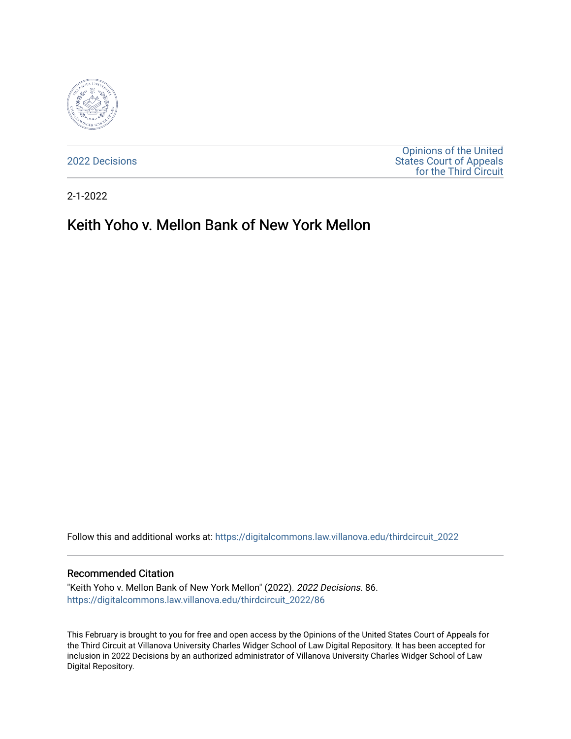2022 Decisions

Opinions of the United States Court of Appeals for the Third Circuit

2-1-2022

# Keith Yoho v. Mellon Bank of New York Mellon

Follow this and additional works at: https://digitalcommons.law.villanova.edu/thirdcircuit_2022

## Recommended Citation

"Keith Yoho v. Mellon Bank of New York Mellon" (2022). *2022 Decisions*. 86.
https://digitalcommons.law.villanova.edu/thirdcircuit_2022/86

This February is brought to you for free and open access by the Opinions of the United States Court of Appeals for the Third Circuit at Villanova University Charles Widger School of Law Digital Repository. It has been accepted for inclusion in 2022 Decisions by an authorized administrator of Villanova University Charles Widger School of Law Digital Repository.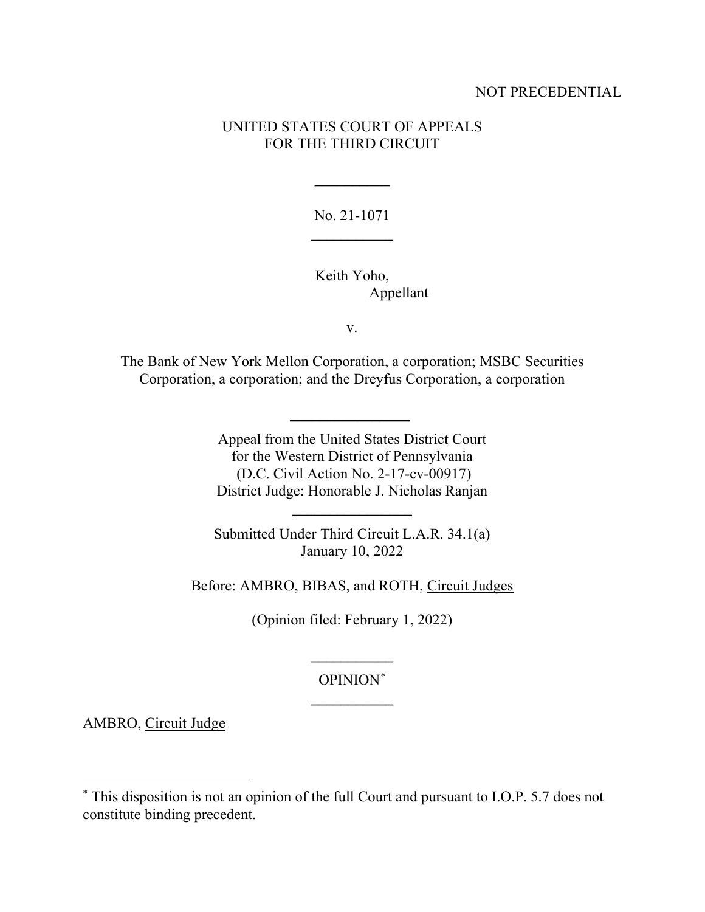NOT PRECEDENTIAL

UNITED STATES COURT OF APPEALS
FOR THE THIRD CIRCUIT

---

No. 21-1071

---

Keith Yoho,
Appellant

v.

The Bank of New York Mellon Corporation, a corporation; MSBC Securities Corporation, a corporation; and the Dreyfus Corporation, a corporation

---

Appeal from the United States District Court
for the Western District of Pennsylvania
(D.C. Civil Action No. 2-17-cv-00917)
District Judge: Honorable J. Nicholas Ranjan

---

Submitted Under Third Circuit L.A.R. 34.1(a)
January 10, 2022

Before: AMBRO, BIBAS, and ROTH, Circuit Judges

(Opinion filed: February 1, 2022)

---

OPINION[*]

---

AMBRO, Circuit Judge

---

[*] This disposition is not an opinion of the full Court and pursuant to I.O.P. 5.7 does not constitute binding precedent.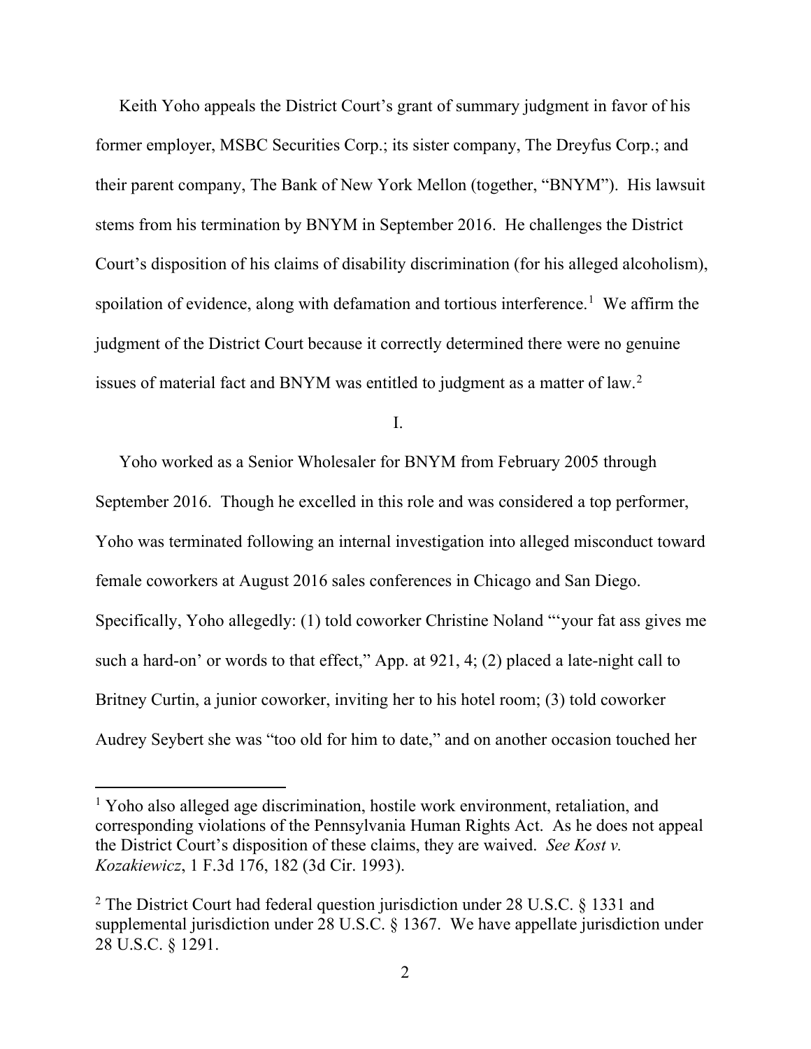Keith Yoho appeals the District Court's grant of summary judgment in favor of his former employer, MSBC Securities Corp.; its sister company, The Dreyfus Corp.; and their parent company, The Bank of New York Mellon (together, "BNYM"). His lawsuit stems from his termination by BNYM in September 2016. He challenges the District Court's disposition of his claims of disability discrimination (for his alleged alcoholism), spoilation of evidence, along with defamation and tortious interference.[1] We affirm the judgment of the District Court because it correctly determined there were no genuine issues of material fact and BNYM was entitled to judgment as a matter of law.[2]

I.

Yoho worked as a Senior Wholesaler for BNYM from February 2005 through September 2016. Though he excelled in this role and was considered a top performer, Yoho was terminated following an internal investigation into alleged misconduct toward female coworkers at August 2016 sales conferences in Chicago and San Diego. Specifically, Yoho allegedly: (1) told coworker Christine Noland "'your fat ass gives me such a hard-on' or words to that effect," App. at 921, 4; (2) placed a late-night call to Britney Curtin, a junior coworker, inviting her to his hotel room; (3) told coworker Audrey Seybert she was "too old for him to date," and on another occasion touched her

---

[1] Yoho also alleged age discrimination, hostile work environment, retaliation, and corresponding violations of the Pennsylvania Human Rights Act. As he does not appeal the District Court's disposition of these claims, they are waived. *See Kost v. Kozakiewicz*, 1 F.3d 176, 182 (3d Cir. 1993).

[2] The District Court had federal question jurisdiction under 28 U.S.C. § 1331 and supplemental jurisdiction under 28 U.S.C. § 1367. We have appellate jurisdiction under 28 U.S.C. § 1291.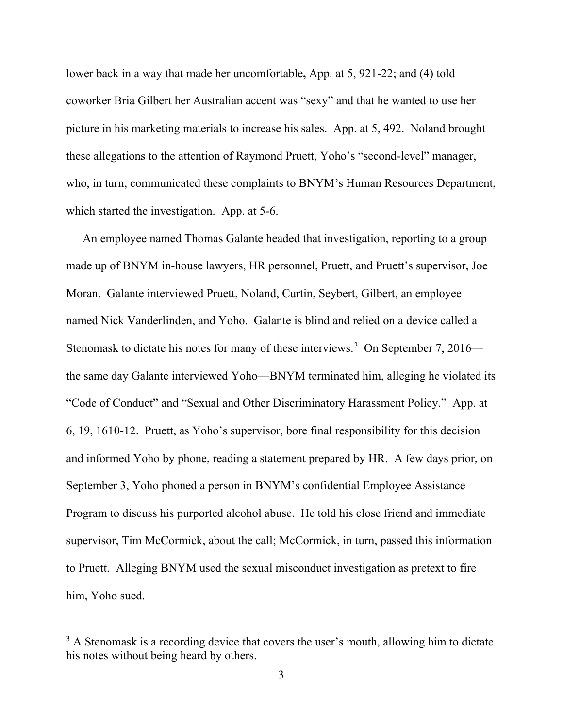lower back in a way that made her uncomfortable**,** App. at 5, 921-22; and (4) told coworker Bria Gilbert her Australian accent was "sexy" and that he wanted to use her picture in his marketing materials to increase his sales. App. at 5, 492. Noland brought these allegations to the attention of Raymond Pruett, Yoho's "second-level" manager, who, in turn, communicated these complaints to BNYM's Human Resources Department, which started the investigation. App. at 5-6.

An employee named Thomas Galante headed that investigation, reporting to a group made up of BNYM in-house lawyers, HR personnel, Pruett, and Pruett's supervisor, Joe Moran. Galante interviewed Pruett, Noland, Curtin, Seybert, Gilbert, an employee named Nick Vanderlinden, and Yoho. Galante is blind and relied on a device called a Stenomask to dictate his notes for many of these interviews.[3] On September 7, 2016—the same day Galante interviewed Yoho—BNYM terminated him, alleging he violated its "Code of Conduct" and "Sexual and Other Discriminatory Harassment Policy." App. at 6, 19, 1610-12. Pruett, as Yoho's supervisor, bore final responsibility for this decision and informed Yoho by phone, reading a statement prepared by HR. A few days prior, on September 3, Yoho phoned a person in BNYM's confidential Employee Assistance Program to discuss his purported alcohol abuse. He told his close friend and immediate supervisor, Tim McCormick, about the call; McCormick, in turn, passed this information to Pruett. Alleging BNYM used the sexual misconduct investigation as pretext to fire him, Yoho sued.

[3] A Stenomask is a recording device that covers the user's mouth, allowing him to dictate his notes without being heard by others.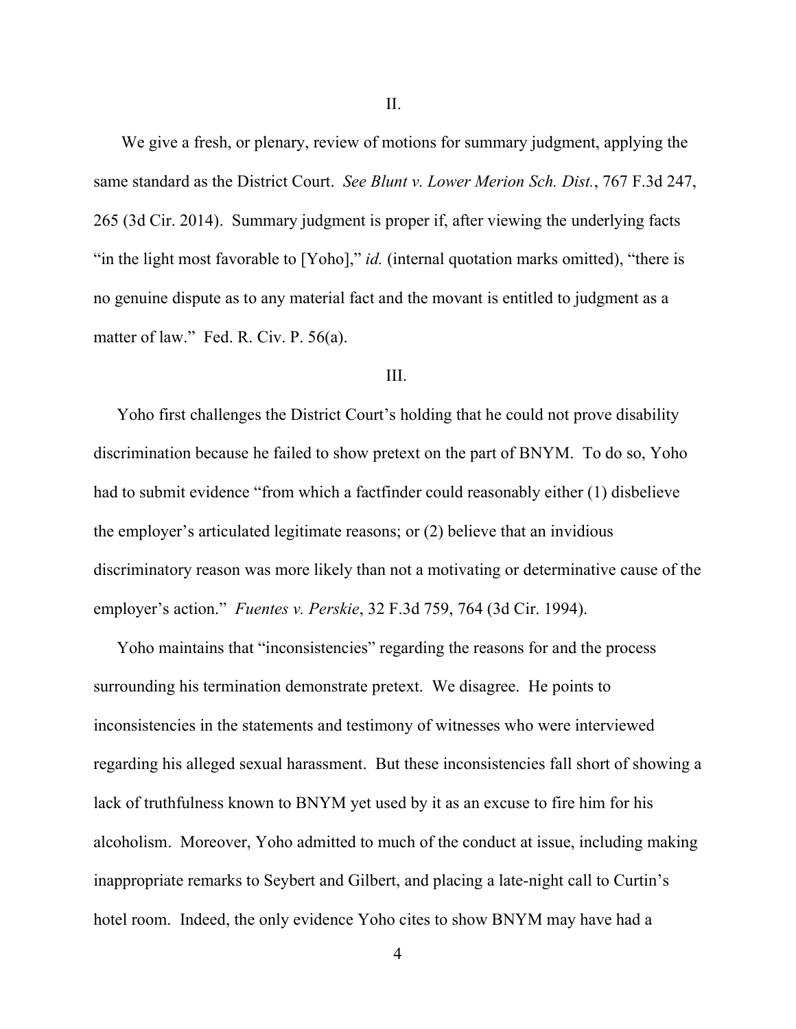II.

We give a fresh, or plenary, review of motions for summary judgment, applying the same standard as the District Court. *See Blunt v. Lower Merion Sch. Dist.*, 767 F.3d 247, 265 (3d Cir. 2014). Summary judgment is proper if, after viewing the underlying facts "in the light most favorable to [Yoho]," *id.* (internal quotation marks omitted), "there is no genuine dispute as to any material fact and the movant is entitled to judgment as a matter of law." Fed. R. Civ. P. 56(a).

III.

Yoho first challenges the District Court's holding that he could not prove disability discrimination because he failed to show pretext on the part of BNYM. To do so, Yoho had to submit evidence "from which a factfinder could reasonably either (1) disbelieve the employer's articulated legitimate reasons; or (2) believe that an invidious discriminatory reason was more likely than not a motivating or determinative cause of the employer's action." *Fuentes v. Perskie*, 32 F.3d 759, 764 (3d Cir. 1994).

Yoho maintains that "inconsistencies" regarding the reasons for and the process surrounding his termination demonstrate pretext. We disagree. He points to inconsistencies in the statements and testimony of witnesses who were interviewed regarding his alleged sexual harassment. But these inconsistencies fall short of showing a lack of truthfulness known to BNYM yet used by it as an excuse to fire him for his alcoholism. Moreover, Yoho admitted to much of the conduct at issue, including making inappropriate remarks to Seybert and Gilbert, and placing a late-night call to Curtin's hotel room. Indeed, the only evidence Yoho cites to show BNYM may have had a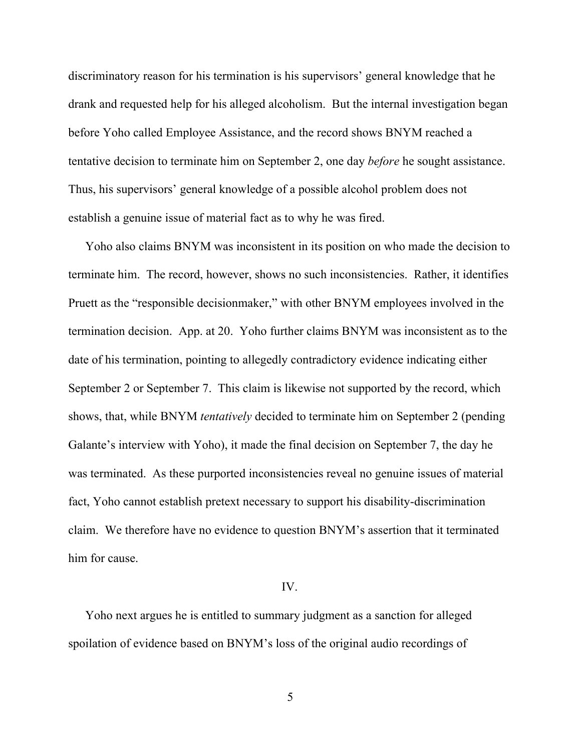discriminatory reason for his termination is his supervisors' general knowledge that he drank and requested help for his alleged alcoholism. But the internal investigation began before Yoho called Employee Assistance, and the record shows BNYM reached a tentative decision to terminate him on September 2, one day *before* he sought assistance. Thus, his supervisors' general knowledge of a possible alcohol problem does not establish a genuine issue of material fact as to why he was fired.

Yoho also claims BNYM was inconsistent in its position on who made the decision to terminate him. The record, however, shows no such inconsistencies. Rather, it identifies Pruett as the "responsible decisionmaker," with other BNYM employees involved in the termination decision. App. at 20. Yoho further claims BNYM was inconsistent as to the date of his termination, pointing to allegedly contradictory evidence indicating either September 2 or September 7. This claim is likewise not supported by the record, which shows, that, while BNYM *tentatively* decided to terminate him on September 2 (pending Galante's interview with Yoho), it made the final decision on September 7, the day he was terminated. As these purported inconsistencies reveal no genuine issues of material fact, Yoho cannot establish pretext necessary to support his disability-discrimination claim. We therefore have no evidence to question BNYM's assertion that it terminated him for cause.

## IV.

Yoho next argues he is entitled to summary judgment as a sanction for alleged spoilation of evidence based on BNYM's loss of the original audio recordings of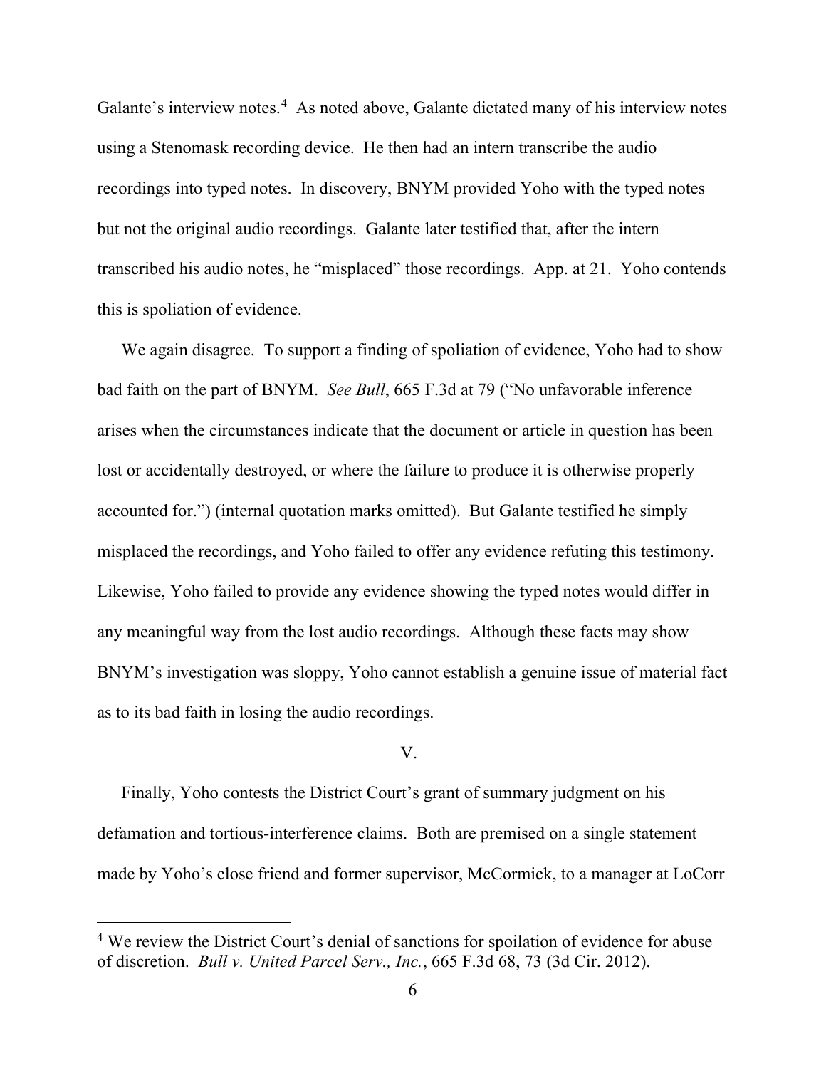Galante's interview notes.[4] As noted above, Galante dictated many of his interview notes using a Stenomask recording device. He then had an intern transcribe the audio recordings into typed notes. In discovery, BNYM provided Yoho with the typed notes but not the original audio recordings. Galante later testified that, after the intern transcribed his audio notes, he "misplaced" those recordings. App. at 21. Yoho contends this is spoliation of evidence.

We again disagree. To support a finding of spoliation of evidence, Yoho had to show bad faith on the part of BNYM. *See Bull*, 665 F.3d at 79 ("No unfavorable inference arises when the circumstances indicate that the document or article in question has been lost or accidentally destroyed, or where the failure to produce it is otherwise properly accounted for.") (internal quotation marks omitted). But Galante testified he simply misplaced the recordings, and Yoho failed to offer any evidence refuting this testimony. Likewise, Yoho failed to provide any evidence showing the typed notes would differ in any meaningful way from the lost audio recordings. Although these facts may show BNYM's investigation was sloppy, Yoho cannot establish a genuine issue of material fact as to its bad faith in losing the audio recordings.

## V.

Finally, Yoho contests the District Court's grant of summary judgment on his defamation and tortious-interference claims. Both are premised on a single statement made by Yoho's close friend and former supervisor, McCormick, to a manager at LoCorr

---

[4] We review the District Court's denial of sanctions for spoliation of evidence for abuse of discretion. *Bull v. United Parcel Serv., Inc.*, 665 F.3d 68, 73 (3d Cir. 2012).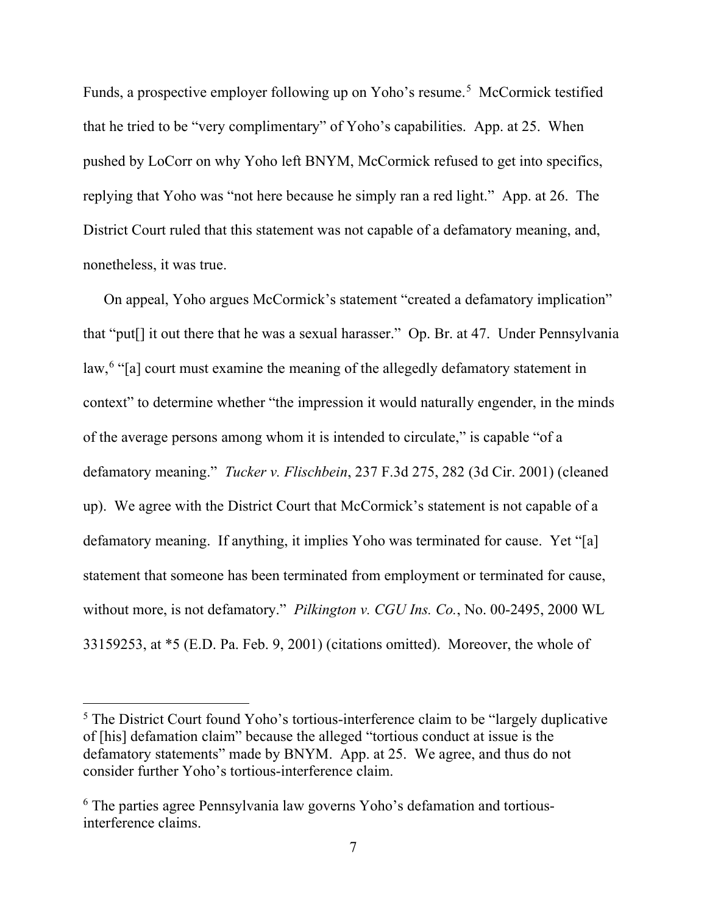Funds, a prospective employer following up on Yoho's resume.[5] McCormick testified that he tried to be "very complimentary" of Yoho's capabilities. App. at 25. When pushed by LoCorr on why Yoho left BNYM, McCormick refused to get into specifics, replying that Yoho was "not here because he simply ran a red light." App. at 26. The District Court ruled that this statement was not capable of a defamatory meaning, and, nonetheless, it was true.

On appeal, Yoho argues McCormick's statement "created a defamatory implication" that "put[] it out there that he was a sexual harasser." Op. Br. at 47. Under Pennsylvania law,[6] "[a] court must examine the meaning of the allegedly defamatory statement in context" to determine whether "the impression it would naturally engender, in the minds of the average persons among whom it is intended to circulate," is capable "of a defamatory meaning." *Tucker v. Flischbein*, 237 F.3d 275, 282 (3d Cir. 2001) (cleaned up). We agree with the District Court that McCormick's statement is not capable of a defamatory meaning. If anything, it implies Yoho was terminated for cause. Yet "[a] statement that someone has been terminated from employment or terminated for cause, without more, is not defamatory." *Pilkington v. CGU Ins. Co.*, No. 00-2495, 2000 WL 33159253, at *5 (E.D. Pa. Feb. 9, 2001) (citations omitted). Moreover, the whole of

---

[5] The District Court found Yoho's tortious-interference claim to be "largely duplicative of [his] defamation claim" because the alleged "tortious conduct at issue is the defamatory statements" made by BNYM. App. at 25. We agree, and thus do not consider further Yoho's tortious-interference claim.

[6] The parties agree Pennsylvania law governs Yoho's defamation and tortious-interference claims.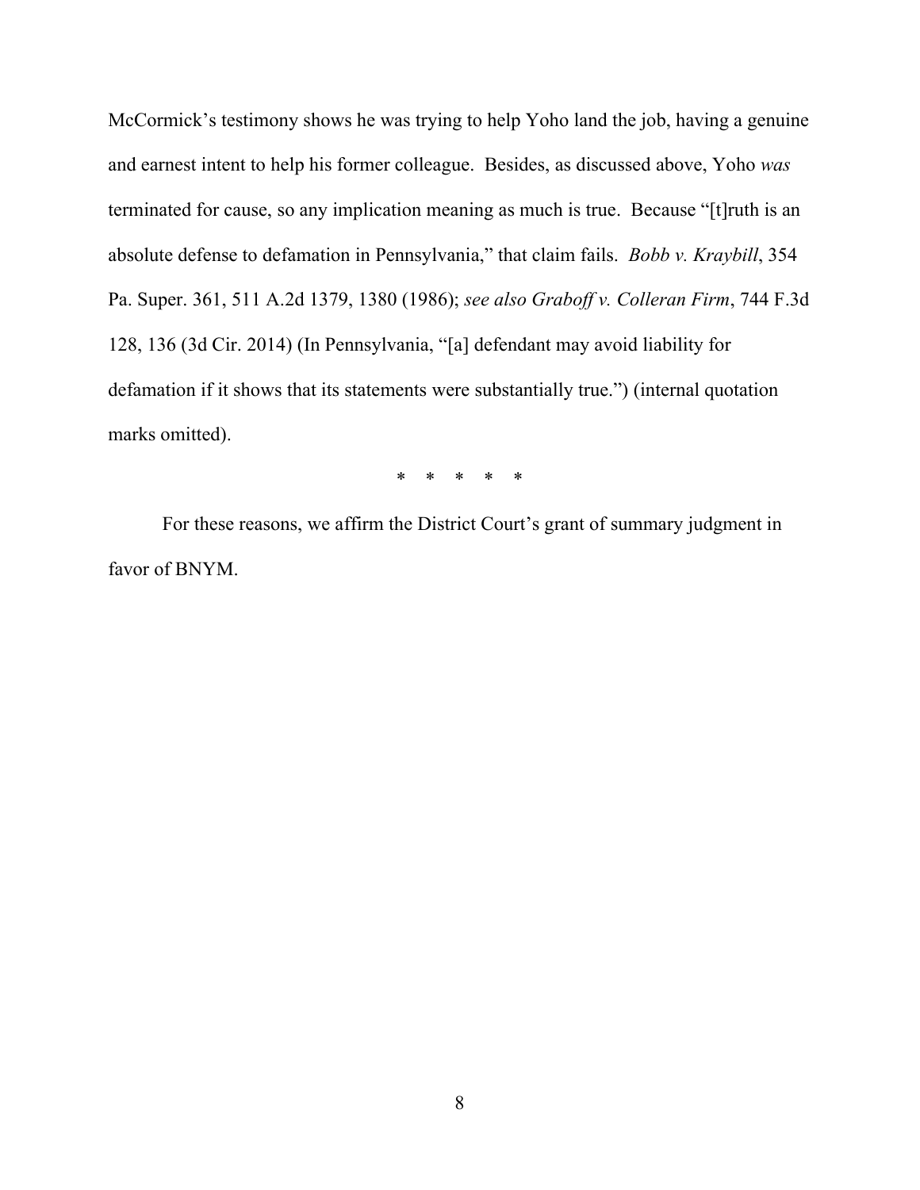McCormick's testimony shows he was trying to help Yoho land the job, having a genuine and earnest intent to help his former colleague. Besides, as discussed above, Yoho *was* terminated for cause, so any implication meaning as much is true. Because "[t]ruth is an absolute defense to defamation in Pennsylvania," that claim fails. *Bobb v. Kraybill*, 354 Pa. Super. 361, 511 A.2d 1379, 1380 (1986); *see also Graboff v. Colleran Firm*, 744 F.3d 128, 136 (3d Cir. 2014) (In Pennsylvania, "[a] defendant may avoid liability for defamation if it shows that its statements were substantially true.") (internal quotation marks omitted).

\* \* \* \* \*

For these reasons, we affirm the District Court's grant of summary judgment in favor of BNYM.